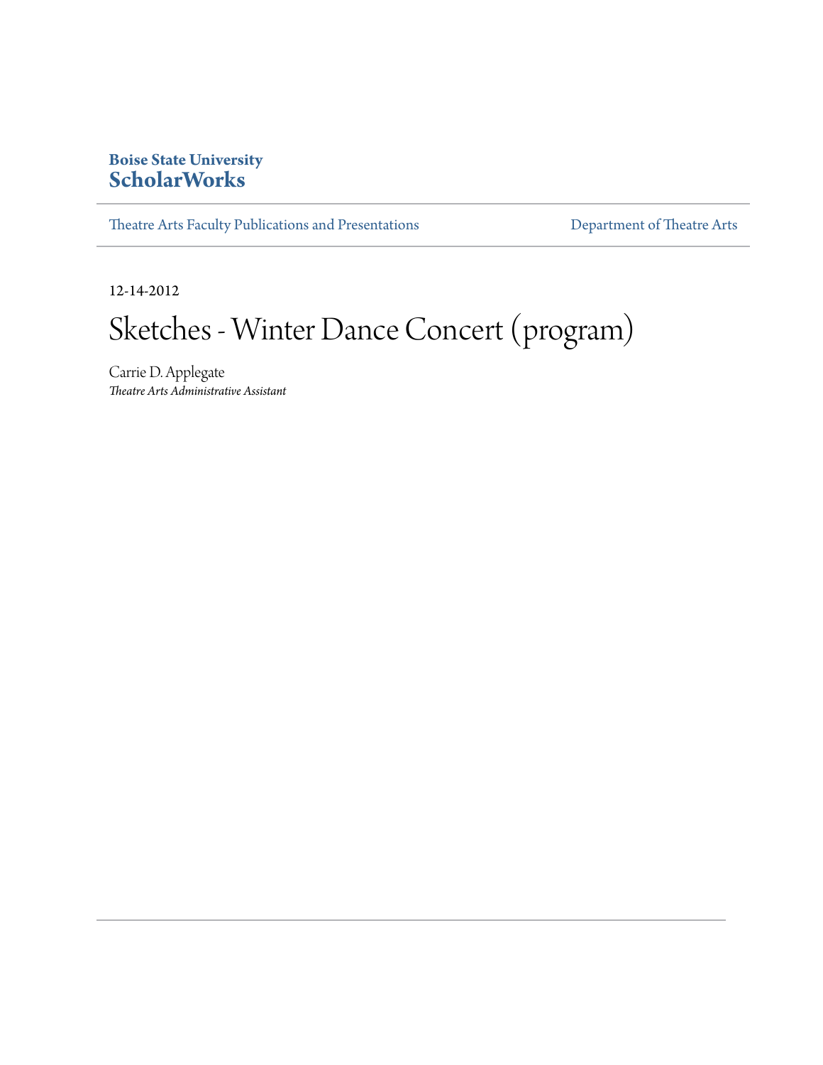**Boise State University**
**ScholarWorks**

Theatre Arts Faculty Publications and Presentations | Department of Theatre Arts

12-14-2012

# Sketches - Winter Dance Concert (program)

Carrie D. Applegate
*Theatre Arts Administrative Assistant*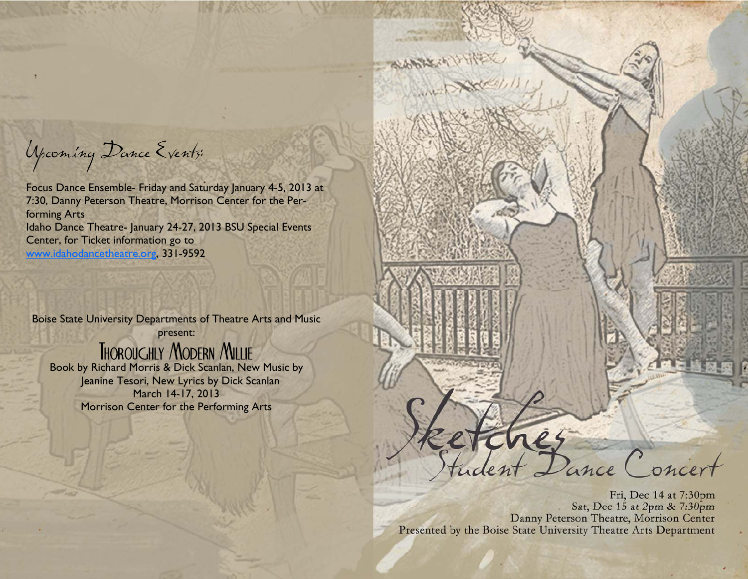## Upcoming Dance Events:

Focus Dance Ensemble- Friday and Saturday January 4-5, 2013 at 7:30, Danny Peterson Theatre, Morrison Center for the Performing Arts

Idaho Dance Theatre- January 24-27, 2013 BSU Special Events Center, for Ticket information go to www.idahodancetheatre.org, 331-9592

Boise State University Departments of Theatre Arts and Music present:

### Thoroughly Modern Millie

Book by Richard Morris & Dick Scanlan, New Music by Jeanine Tesori, New Lyrics by Dick Scanlan

March 14-17, 2013

Morrison Center for the Performing Arts

# Sketches

## Student Dance Concert

Fri, Dec 14 at 7:30pm

Sat, Dec 15 at 2pm & 7:30pm

Danny Peterson Theatre, Morrison Center

Presented by the Boise State University Theatre Arts Department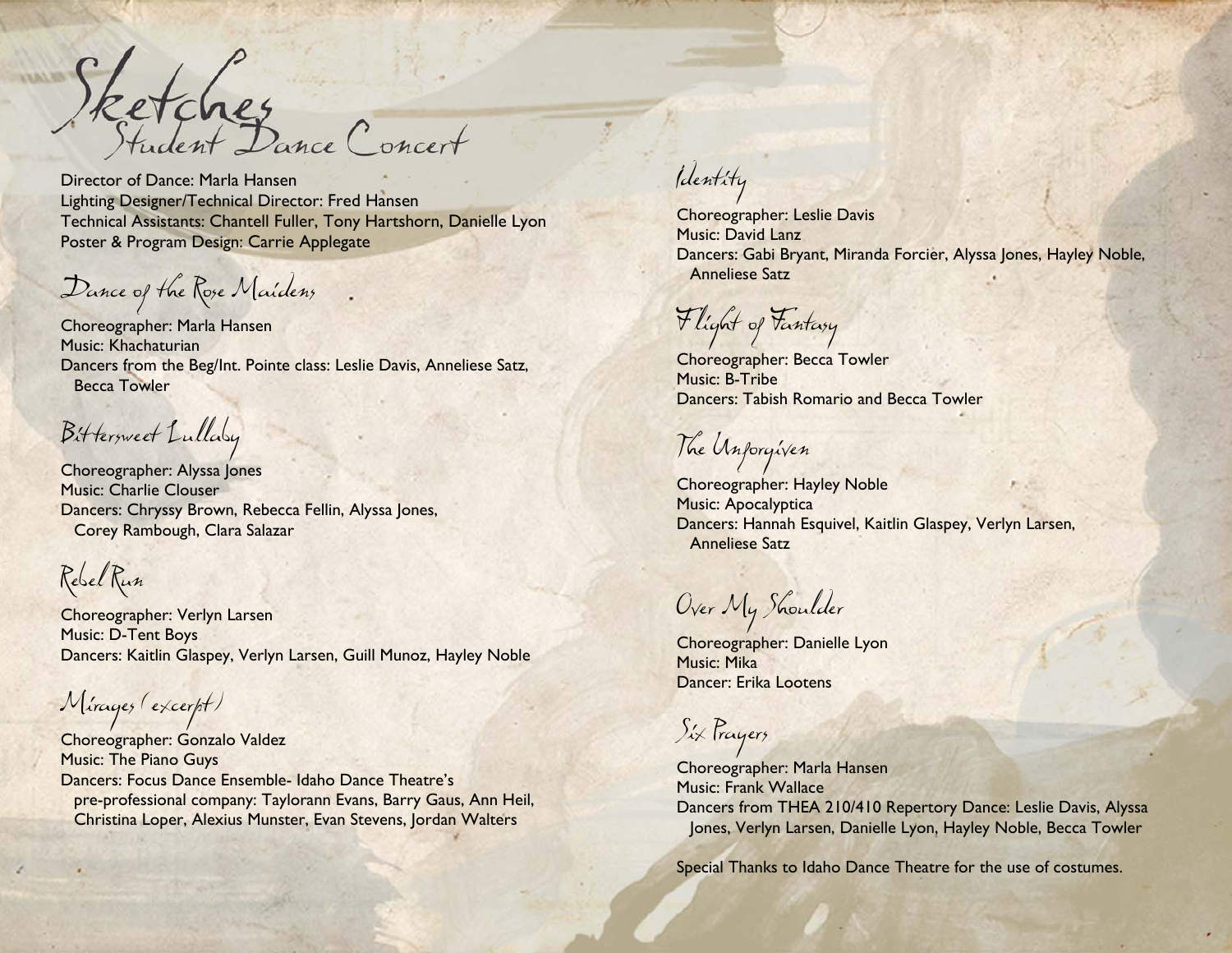# Sketches

## Student Dance Concert

Director of Dance: Marla Hansen
Lighting Designer/Technical Director: Fred Hansen
Technical Assistants: Chantell Fuller, Tony Hartshorn, Danielle Lyon
Poster & Program Design: Carrie Applegate

### Dance of the Rose Maidens

Choreographer: Marla Hansen
Music: Khachaturian
Dancers from the Beg/Int. Pointe class: Leslie Davis, Anneliese Satz, Becca Towler

### Bittersweet Lullaby

Choreographer: Alyssa Jones
Music: Charlie Clouser
Dancers: Chryssy Brown, Rebecca Fellin, Alyssa Jones, Corey Rambough, Clara Salazar

### Rebel Run

Choreographer: Verlyn Larsen
Music: D-Tent Boys
Dancers: Kaitlin Glaspey, Verlyn Larsen, Guill Munoz, Hayley Noble

### Mirages (excerpt)

Choreographer: Gonzalo Valdez
Music: The Piano Guys
Dancers: Focus Dance Ensemble- Idaho Dance Theatre's pre-professional company: Taylorann Evans, Barry Gaus, Ann Heil, Christina Loper, Alexius Munster, Evan Stevens, Jordan Walters

### Identity

Choreographer: Leslie Davis
Music: David Lanz
Dancers: Gabi Bryant, Miranda Forcier, Alyssa Jones, Hayley Noble, Anneliese Satz

### Flight of Fantasy

Choreographer: Becca Towler
Music: B-Tribe
Dancers: Tabish Romario and Becca Towler

### The Unforgiven

Choreographer: Hayley Noble
Music: Apocalyptica
Dancers: Hannah Esquivel, Kaitlin Glaspey, Verlyn Larsen, Anneliese Satz

### Over My Shoulder

Choreographer: Danielle Lyon
Music: Mika
Dancer: Erika Lootens

### Six Prayers

Choreographer: Marla Hansen
Music: Frank Wallace
Dancers from THEA 210/410 Repertory Dance: Leslie Davis, Alyssa Jones, Verlyn Larsen, Danielle Lyon, Hayley Noble, Becca Towler

Special Thanks to Idaho Dance Theatre for the use of costumes.